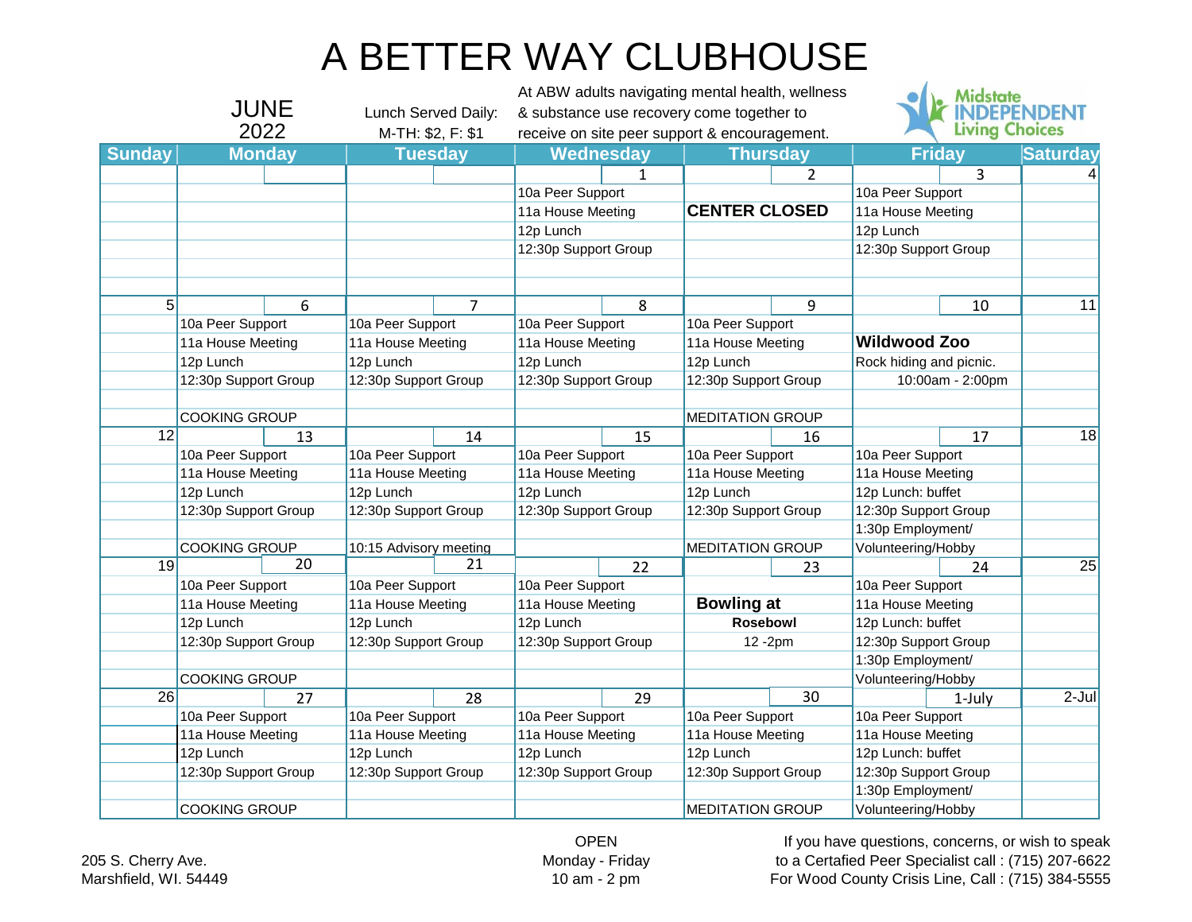# A BETTER WAY CLUBHOUSE

**JUNE 2022**

Lunch Served Daily: M-TH: $2, F: $1

At ABW adults navigating mental health, wellness & substance use recovery come together to receive on site peer support & encouragement.

Midstate INDEPENDENT Living Choices

| Sunday | Monday | Tuesday | Wednesday | Thursday | Friday | Saturday |
|---|---|---|---|---|---|---|
| | | | 1<br>10a Peer Support<br>11a House Meeting<br>12p Lunch<br>12:30p Support Group | 2<br>**CENTER CLOSED** | 3<br>10a Peer Support<br>11a House Meeting<br>12p Lunch<br>12:30p Support Group | 4 |
| 5 | 6<br>10a Peer Support<br>11a House Meeting<br>12p Lunch<br>12:30p Support Group<br>COOKING GROUP | 7<br>10a Peer Support<br>11a House Meeting<br>12p Lunch<br>12:30p Support Group | 8<br>10a Peer Support<br>11a House Meeting<br>12p Lunch<br>12:30p Support Group | 9<br>10a Peer Support<br>11a House Meeting<br>12p Lunch<br>12:30p Support Group<br>MEDITATION GROUP | 10<br>**Wildwood Zoo**<br>Rock hiding and picnic.<br>10:00am - 2:00pm | 11 |
| 12 | 13<br>10a Peer Support<br>11a House Meeting<br>12p Lunch<br>12:30p Support Group<br>COOKING GROUP | 14<br>10a Peer Support<br>11a House Meeting<br>12p Lunch<br>12:30p Support Group<br>10:15 Advisory meeting | 15<br>10a Peer Support<br>11a House Meeting<br>12p Lunch<br>12:30p Support Group | 16<br>10a Peer Support<br>11a House Meeting<br>12p Lunch<br>12:30p Support Group<br>MEDITATION GROUP | 17<br>10a Peer Support<br>11a House Meeting<br>12p Lunch: buffet<br>12:30p Support Group<br>1:30p Employment/ Volunteering/Hobby | 18 |
| 19 | 20<br>10a Peer Support<br>11a House Meeting<br>12p Lunch<br>12:30p Support Group<br>COOKING GROUP | 21<br>10a Peer Support<br>11a House Meeting<br>12p Lunch<br>12:30p Support Group | 22<br>10a Peer Support<br>11a House Meeting<br>12p Lunch<br>12:30p Support Group | 23<br>**Bowling at Rosebowl**<br>12 -2pm | 24<br>10a Peer Support<br>11a House Meeting<br>12p Lunch: buffet<br>12:30p Support Group<br>1:30p Employment/ Volunteering/Hobby | 25 |
| 26 | 27<br>10a Peer Support<br>11a House Meeting<br>12p Lunch<br>12:30p Support Group<br>COOKING GROUP | 28<br>10a Peer Support<br>11a House Meeting<br>12p Lunch<br>12:30p Support Group | 29<br>10a Peer Support<br>11a House Meeting<br>12p Lunch<br>12:30p Support Group | 30<br>10a Peer Support<br>11a House Meeting<br>12p Lunch<br>12:30p Support Group<br>MEDITATION GROUP | 1-July<br>10a Peer Support<br>11a House Meeting<br>12p Lunch: buffet<br>12:30p Support Group<br>1:30p Employment/ Volunteering/Hobby | 2-Jul |

205 S. Cherry Ave.
Marshfield, WI. 54449

OPEN
Monday - Friday
10 am - 2 pm

If you have questions, concerns, or wish to speak to a Certafied Peer Specialist call : (715) 207-6622
For Wood County Crisis Line, Call : (715) 384-5555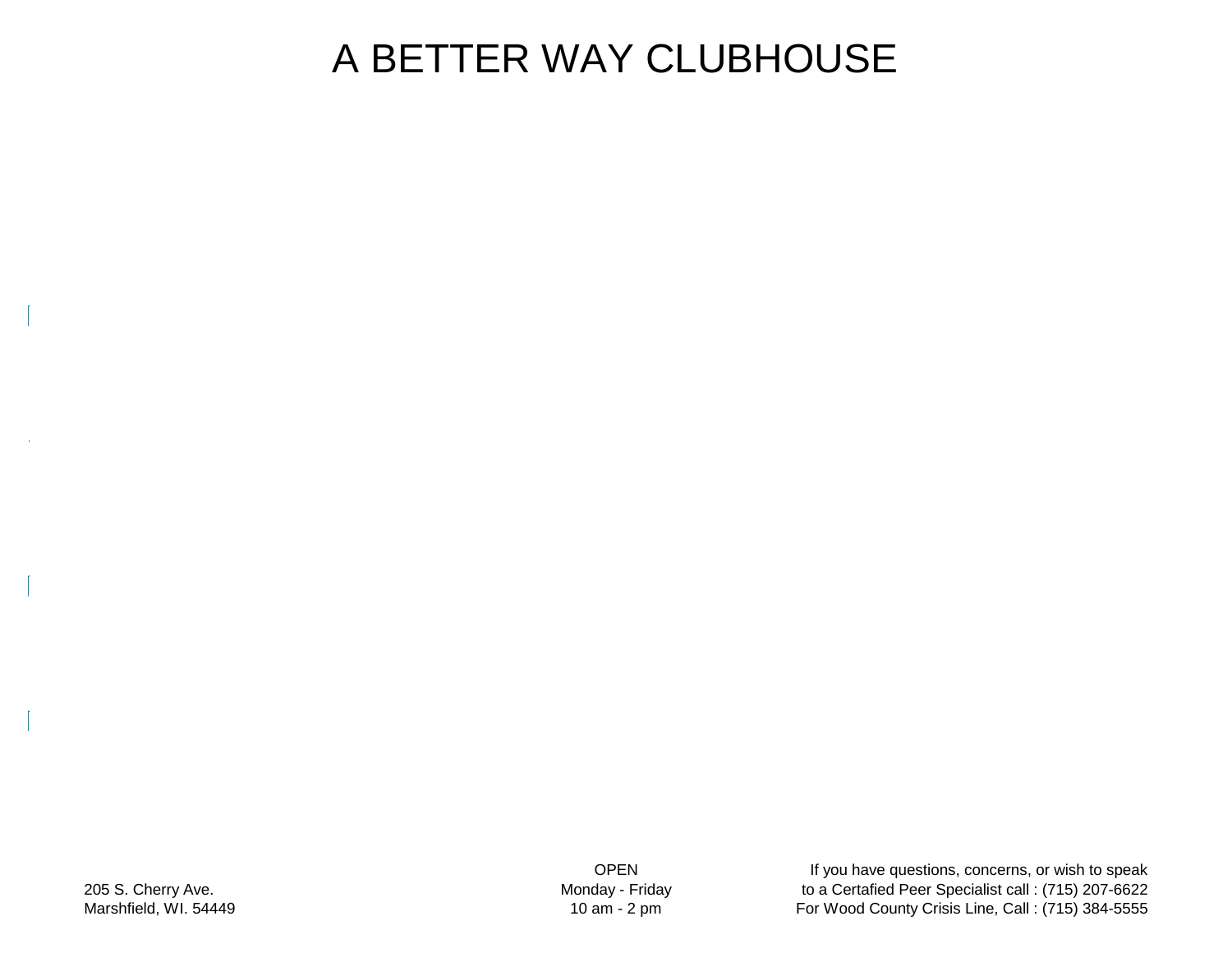# A BETTER WAY CLUBHOUSE

205 S. Cherry Ave.
Marshfield, WI. 54449

OPEN
Monday - Friday
10 am - 2 pm

If you have questions, concerns, or wish to speak
to a Certafied Peer Specialist call : (715) 207-6622
For Wood County Crisis Line, Call : (715) 384-5555